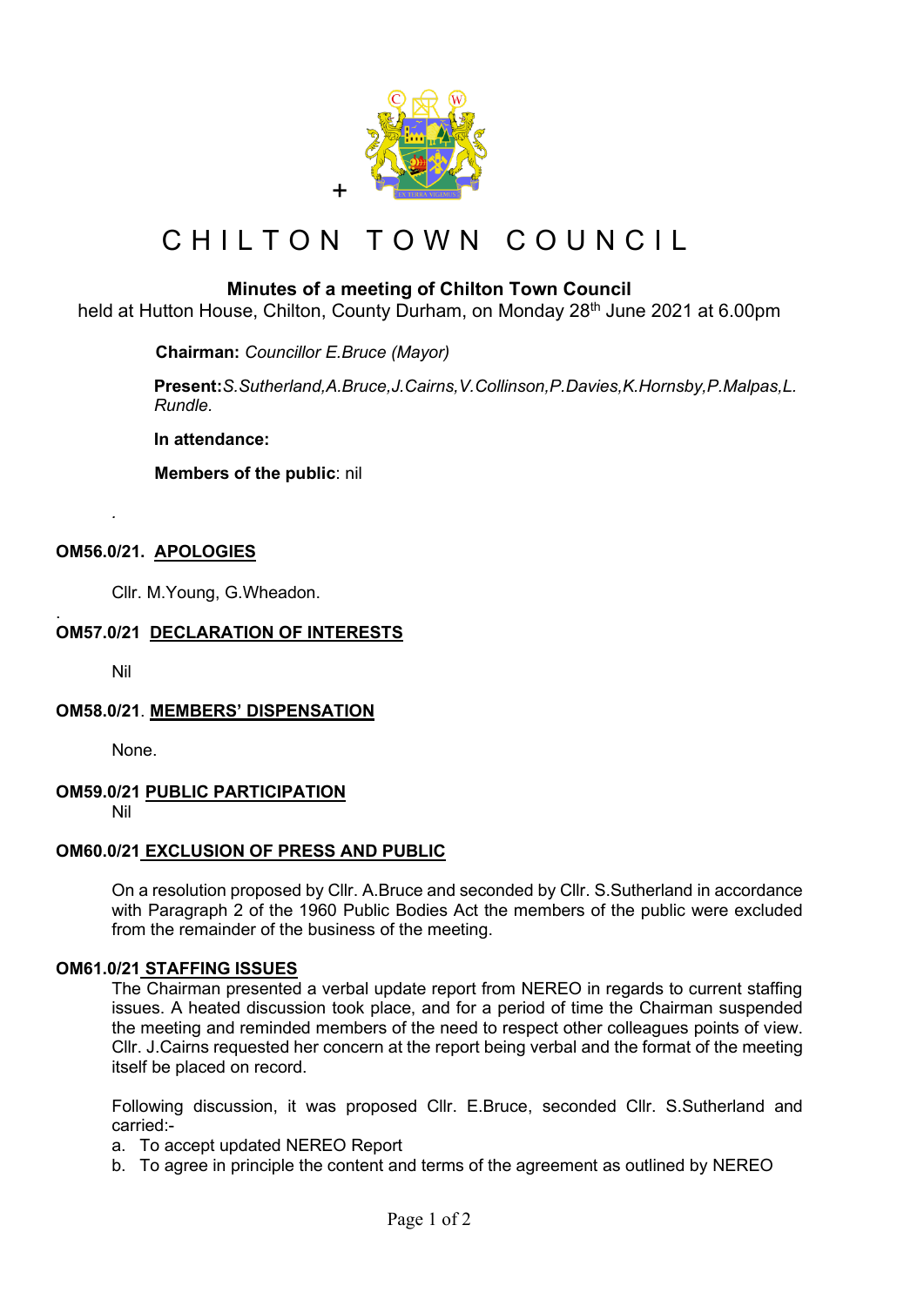+

# CHILTON TOWN COUNCIL

## Minutes of a meeting of Chilton Town Council

held at Hutton House, Chilton, County Durham, on Monday 28th June 2021 at 6.00pm

**Chairman:** *Councillor E.Bruce (Mayor)*

**Present:***S.Sutherland,A.Bruce,J.Cairns,V.Collinson,P.Davies,K.Hornsby,P.Malpas,L. Rundle.*

**In attendance:**

**Members of the public**: nil

.

**OM56.0/21. APOLOGIES**

Cllr. M.Young, G.Wheadon.

.

**OM57.0/21 DECLARATION OF INTERESTS**

Nil

**OM58.0/21. MEMBERS' DISPENSATION**

None.

**OM59.0/21 PUBLIC PARTICIPATION**

Nil

**OM60.0/21 EXCLUSION OF PRESS AND PUBLIC**

On a resolution proposed by Cllr. A.Bruce and seconded by Cllr. S.Sutherland in accordance with Paragraph 2 of the 1960 Public Bodies Act the members of the public were excluded from the remainder of the business of the meeting.

**OM61.0/21 STAFFING ISSUES**

The Chairman presented a verbal update report from NEREO in regards to current staffing issues. A heated discussion took place, and for a period of time the Chairman suspended the meeting and reminded members of the need to respect other colleagues points of view. Cllr. J.Cairns requested her concern at the report being verbal and the format of the meeting itself be placed on record.

Following discussion, it was proposed Cllr. E.Bruce, seconded Cllr. S.Sutherland and carried:-

a. To accept updated NEREO Report
b. To agree in principle the content and terms of the agreement as outlined by NEREO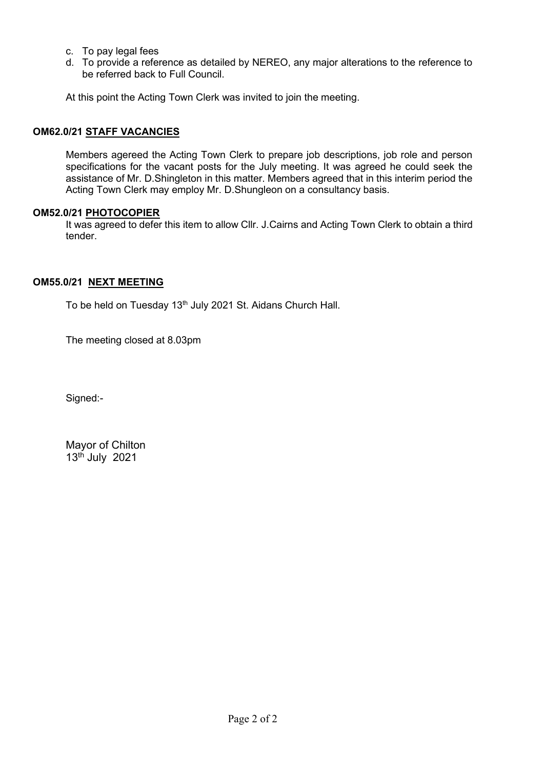c. To pay legal fees
d. To provide a reference as detailed by NEREO, any major alterations to the reference to be referred back to Full Council.

At this point the Acting Town Clerk was invited to join the meeting.

**OM62.0/21 <u>STAFF VACANCIES</u>**

Members agereed the Acting Town Clerk to prepare job descriptions, job role and person specifications for the vacant posts for the July meeting. It was agreed he could seek the assistance of Mr. D.Shingleton in this matter. Members agreed that in this interim period the Acting Town Clerk may employ Mr. D.Shungleon on a consultancy basis.

**OM52.0/21 <u>PHOTOCOPIER</u>**

It was agreed to defer this item to allow Cllr. J.Cairns and Acting Town Clerk to obtain a third tender.

**OM55.0/21 <u>NEXT MEETING</u>**

To be held on Tuesday 13th July 2021 St. Aidans Church Hall.

The meeting closed at 8.03pm

Signed:-

Mayor of Chilton
13th July 2021